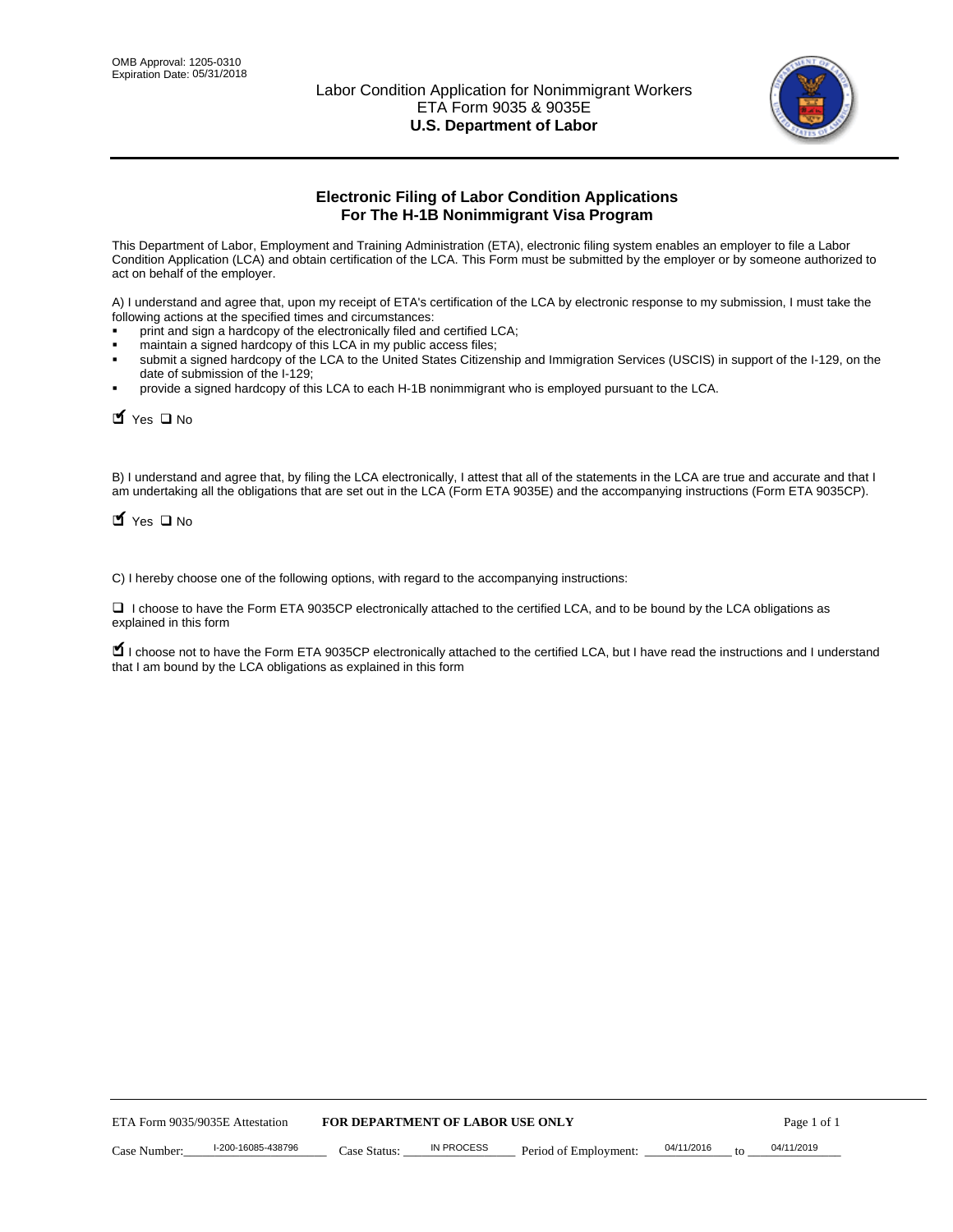OMB Approval: 1205-0310
Expiration Date: 05/31/2018

Labor Condition Application for Nonimmigrant Workers
ETA Form 9035 & 9035E
**U.S. Department of Labor**

## Electronic Filing of Labor Condition Applications For The H-1B Nonimmigrant Visa Program

This Department of Labor, Employment and Training Administration (ETA), electronic filing system enables an employer to file a Labor Condition Application (LCA) and obtain certification of the LCA. This Form must be submitted by the employer or by someone authorized to act on behalf of the employer.

A) I understand and agree that, upon my receipt of ETA's certification of the LCA by electronic response to my submission, I must take the following actions at the specified times and circumstances:

- print and sign a hardcopy of the electronically filed and certified LCA;
- maintain a signed hardcopy of this LCA in my public access files;
- submit a signed hardcopy of the LCA to the United States Citizenship and Immigration Services (USCIS) in support of the I-129, on the date of submission of the I-129;
- provide a signed hardcopy of this LCA to each H-1B nonimmigrant who is employed pursuant to the LCA.

☑ Yes ☐ No

B) I understand and agree that, by filing the LCA electronically, I attest that all of the statements in the LCA are true and accurate and that I am undertaking all the obligations that are set out in the LCA (Form ETA 9035E) and the accompanying instructions (Form ETA 9035CP).

☑ Yes ☐ No

C) I hereby choose one of the following options, with regard to the accompanying instructions:

☐ I choose to have the Form ETA 9035CP electronically attached to the certified LCA, and to be bound by the LCA obligations as explained in this form

☑ I choose not to have the Form ETA 9035CP electronically attached to the certified LCA, but I have read the instructions and I understand that I am bound by the LCA obligations as explained in this form

ETA Form 9035/9035E Attestation **FOR DEPARTMENT OF LABOR USE ONLY**

Case Number: I-200-16085-438796 Case Status: IN PROCESS Period of Employment: 04/11/2016 to 04/11/2019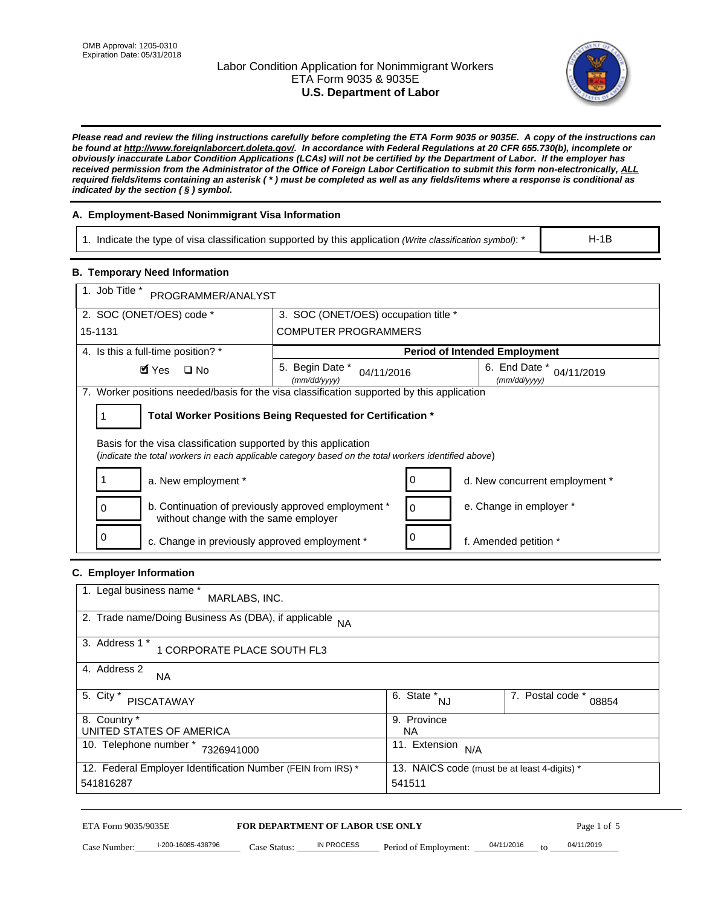OMB Approval: 1205-0310
Expiration Date: 05/31/2018

# Labor Condition Application for Nonimmigrant Workers
## ETA Form 9035 & 9035E
## U.S. Department of Labor

***Please read and review the filing instructions carefully before completing the ETA Form 9035 or 9035E. A copy of the instructions can be found at http://www.foreignlaborcert.doleta.gov/. In accordance with Federal Regulations at 20 CFR 655.730(b), incomplete or obviously inaccurate Labor Condition Applications (LCAs) will not be certified by the Department of Labor. If the employer has received permission from the Administrator of the Office of Foreign Labor Certification to submit this form non-electronically, ALL required fields/items containing an asterisk ( * ) must be completed as well as any fields/items where a response is conditional as indicated by the section ( § ) symbol.***

### A. Employment-Based Nonimmigrant Visa Information

| 1. Indicate the type of visa classification supported by this application *(Write classification symbol)*: * | H-1B |
|---|---|

### B. Temporary Need Information

| 1. Job Title * PROGRAMMER/ANALYST | | |
|---|---|---|
| 2. SOC (ONET/OES) code * 15-1131 | 3. SOC (ONET/OES) occupation title * COMPUTER PROGRAMMERS | |
| 4. Is this a full-time position? * ☑ Yes ☐ No | **Period of Intended Employment** 5. Begin Date * *(mm/dd/yyyy)* 04/11/2016 | 6. End Date * *(mm/dd/yyyy)* 04/11/2019 |

7. Worker positions needed/basis for the visa classification supported by this application

1 **Total Worker Positions Being Requested for Certification \***

Basis for the visa classification supported by this application
(*indicate the total workers in each applicable category based on the total workers identified above*)

| | | | |
|---|---|---|---|
| 1 | a. New employment * | 0 | d. New concurrent employment * |
| 0 | b. Continuation of previously approved employment * without change with the same employer | 0 | e. Change in employer * |
| 0 | c. Change in previously approved employment * | 0 | f. Amended petition * |

### C. Employer Information

| | | |
|---|---|---|
| 1. Legal business name * MARLABS, INC. | | |
| 2. Trade name/Doing Business As (DBA), if applicable NA | | |
| 3. Address 1 * 1 CORPORATE PLACE SOUTH FL3 | | |
| 4. Address 2 NA | | |
| 5. City * PISCATAWAY | 6. State * NJ | 7. Postal code * 08854 |
| 8. Country * UNITED STATES OF AMERICA | 9. Province NA | |
| 10. Telephone number * 7326941000 | 11. Extension N/A | |
| 12. Federal Employer Identification Number (FEIN from IRS) * 541816287 | 13. NAICS code (must be at least 4-digits) * 541511 | |

ETA Form 9035/9035E **FOR DEPARTMENT OF LABOR USE ONLY**

Case Number: I-200-16085-438796 Case Status: IN PROCESS Period of Employment: 04/11/2016 to 04/11/2019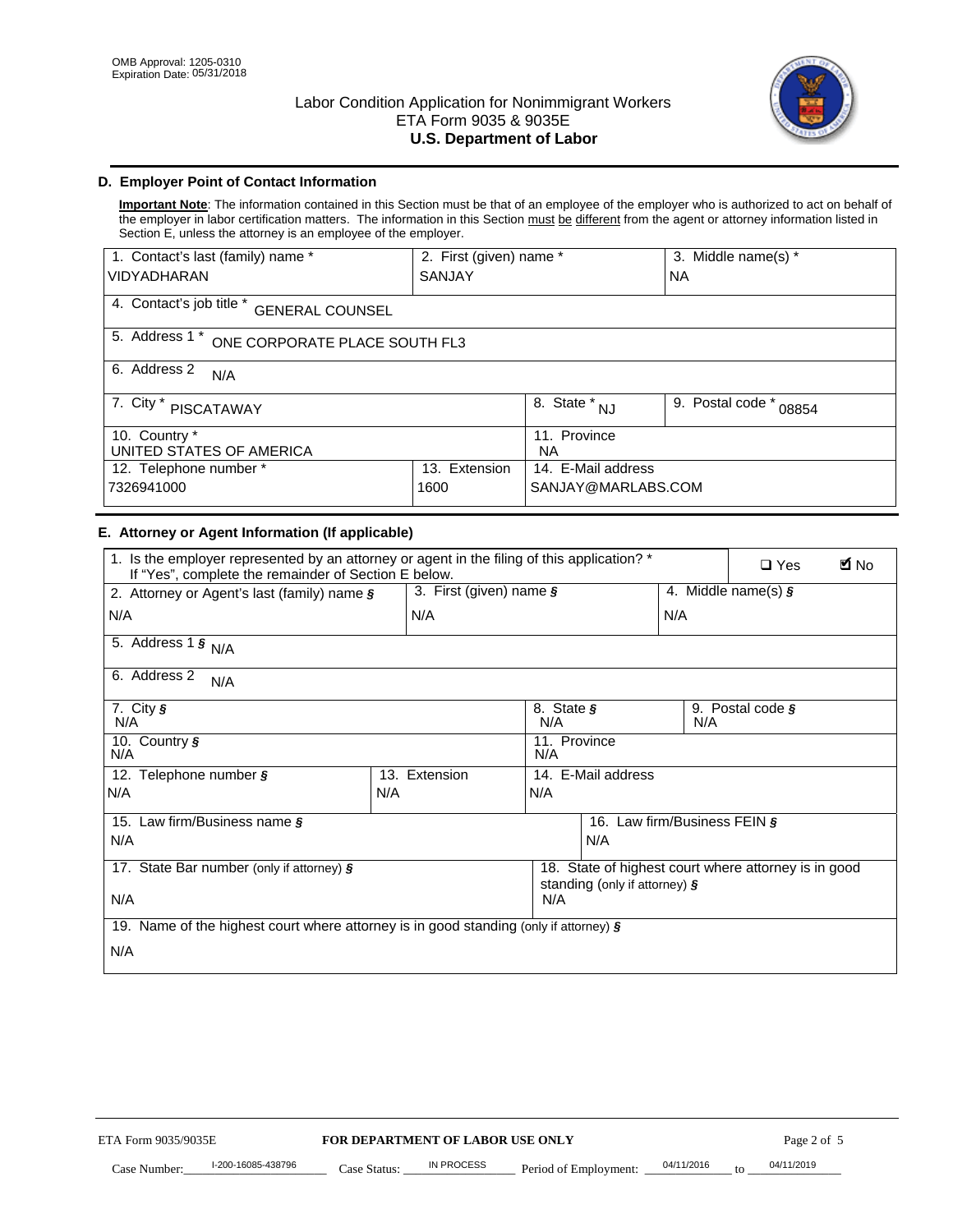OMB Approval: 1205-0310
Expiration Date: 05/31/2018

# Labor Condition Application for Nonimmigrant Workers
## ETA Form 9035 & 9035E
## U.S. Department of Labor

### D. Employer Point of Contact Information

**Important Note**: The information contained in this Section must be that of an employee of the employer who is authorized to act on behalf of the employer in labor certification matters. The information in this Section must be different from the agent or attorney information listed in Section E, unless the attorney is an employee of the employer.

| 1. Contact's last (family) name * | 2. First (given) name * | 3. Middle name(s) * |
|---|---|---|
| VIDYADHARAN | SANJAY | NA |

| 4. Contact's job title * GENERAL COUNSEL |
|---|
| 5. Address 1 * ONE CORPORATE PLACE SOUTH FL3 |
| 6. Address 2 N/A |

| 7. City * PISCATAWAY | 8. State * NJ | 9. Postal code * 08854 |
|---|---|---|

| 10. Country * | 11. Province |
|---|---|
| UNITED STATES OF AMERICA | NA |

| 12. Telephone number * | 13. Extension | 14. E-Mail address |
|---|---|---|
| 7326941000 | 1600 | SANJAY@MARLABS.COM |

### E. Attorney or Agent Information (If applicable)

1. Is the employer represented by an attorney or agent in the filing of this application? * If "Yes", complete the remainder of Section E below. ☐ Yes ☑ No

| 2. Attorney or Agent's last (family) name § | 3. First (given) name § | 4. Middle name(s) § |
|---|---|---|
| N/A | N/A | N/A |

| 5. Address 1 § N/A |
|---|
| 6. Address 2 N/A |

| 7. City § | 8. State § | 9. Postal code § |
|---|---|---|
| N/A | N/A | N/A |

| 10. Country § | 11. Province |
|---|---|
| N/A | N/A |

| 12. Telephone number § | 13. Extension | 14. E-Mail address |
|---|---|---|
| N/A | N/A | N/A |

| 15. Law firm/Business name § | 16. Law firm/Business FEIN § |
|---|---|
| N/A | N/A |

| 17. State Bar number (only if attorney) § | 18. State of highest court where attorney is in good standing (only if attorney) § |
|---|---|
| N/A | N/A |

| 19. Name of the highest court where attorney is in good standing (only if attorney) § |
|---|
| N/A |

ETA Form 9035/9035E — FOR DEPARTMENT OF LABOR USE ONLY

Case Number: I-200-16085-438796 Case Status: IN PROCESS Period of Employment: 04/11/2016 to 04/11/2019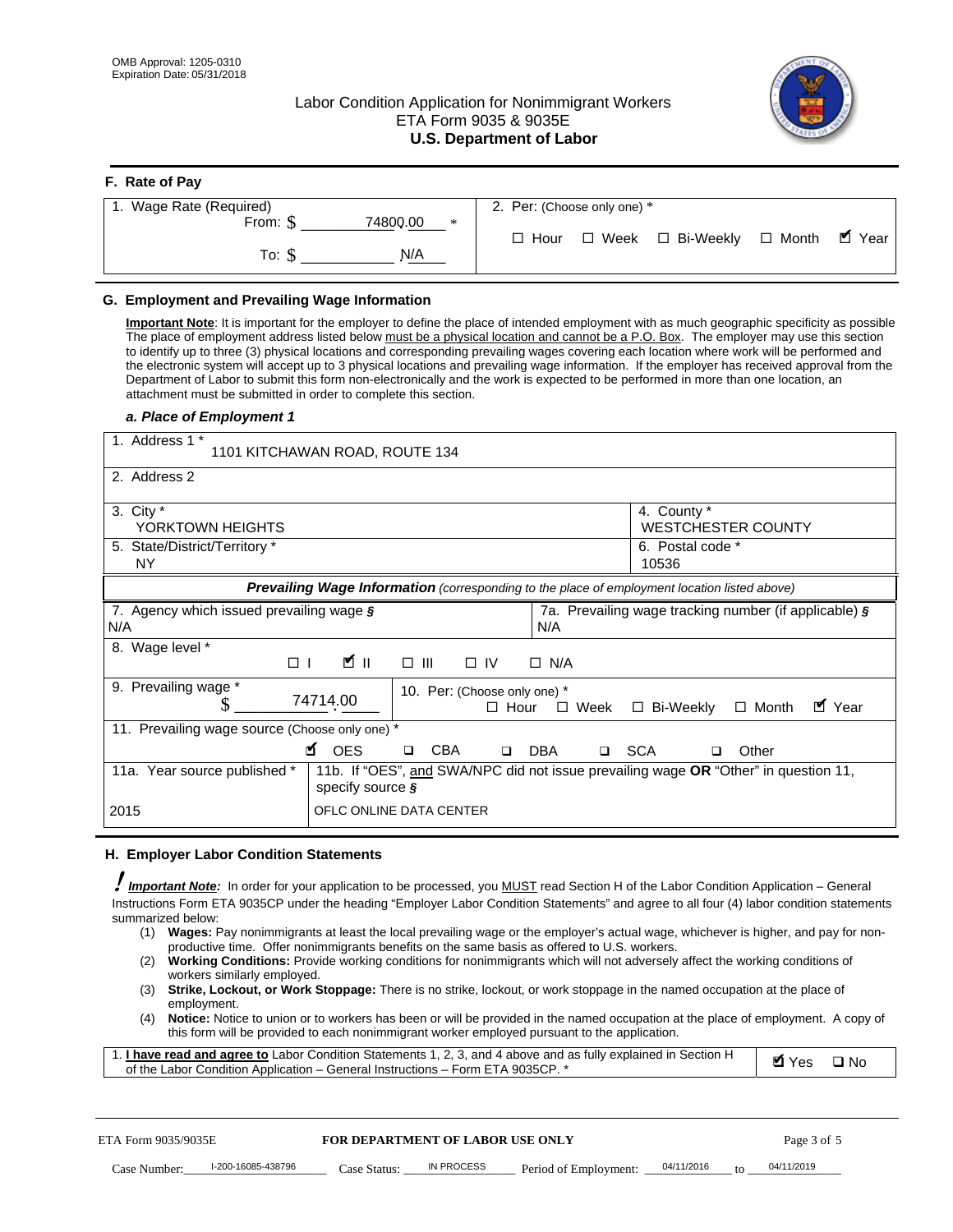OMB Approval: 1205-0310
Expiration Date: 05/31/2018

# Labor Condition Application for Nonimmigrant Workers
## ETA Form 9035 & 9035E
## U.S. Department of Labor

### F. Rate of Pay

| 1. Wage Rate (Required) | 2. Per: (Choose only one) * |
|---|---|
| From: $ 74800.00 * | ☐ Hour ☐ Week ☐ Bi-Weekly ☐ Month ☑ Year |
| To: $ N/A | |

### G. Employment and Prevailing Wage Information

**Important Note**: It is important for the employer to define the place of intended employment with as much geographic specificity as possible The place of employment address listed below must be a physical location and cannot be a P.O. Box. The employer may use this section to identify up to three (3) physical locations and corresponding prevailing wages covering each location where work will be performed and the electronic system will accept up to 3 physical locations and prevailing wage information. If the employer has received approval from the Department of Labor to submit this form non-electronically and the work is expected to be performed in more than one location, an attachment must be submitted in order to complete this section.

#### *a. Place of Employment 1*

| | |
|---|---|
| 1. Address 1 * 1101 KITCHAWAN ROAD, ROUTE 134 | |
| 2. Address 2 | |
| 3. City * YORKTOWN HEIGHTS | 4. County * WESTCHESTER COUNTY |
| 5. State/District/Territory * NY | 6. Postal code * 10536 |

***Prevailing Wage Information*** *(corresponding to the place of employment location listed above)*

| | |
|---|---|
| 7. Agency which issued prevailing wage § N/A | 7a. Prevailing wage tracking number (if applicable) § N/A |
| 8. Wage level * ☐ I ☑ II ☐ III ☐ IV ☐ N/A | |
| 9. Prevailing wage * $ 74714.00 | 10. Per: (Choose only one) * ☐ Hour ☐ Week ☐ Bi-Weekly ☐ Month ☑ Year |
| 11. Prevailing wage source (Choose only one) * ☑ OES ☐ CBA ☐ DBA ☐ SCA ☐ Other | |
| 11a. Year source published * 2015 | 11b. If "OES", and SWA/NPC did not issue prevailing wage OR "Other" in question 11, specify source § OFLC ONLINE DATA CENTER |

### H. Employer Labor Condition Statements

***Important Note:*** In order for your application to be processed, you MUST read Section H of the Labor Condition Application – General Instructions Form ETA 9035CP under the heading "Employer Labor Condition Statements" and agree to all four (4) labor condition statements summarized below:

(1) **Wages:** Pay nonimmigrants at least the local prevailing wage or the employer's actual wage, whichever is higher, and pay for non-productive time. Offer nonimmigrants benefits on the same basis as offered to U.S. workers.
(2) **Working Conditions:** Provide working conditions for nonimmigrants which will not adversely affect the working conditions of workers similarly employed.
(3) **Strike, Lockout, or Work Stoppage:** There is no strike, lockout, or work stoppage in the named occupation at the place of employment.
(4) **Notice:** Notice to union or to workers has been or will be provided in the named occupation at the place of employment. A copy of this form will be provided to each nonimmigrant worker employed pursuant to the application.

| | |
|---|---|
| 1. **I have read and agree to** Labor Condition Statements 1, 2, 3, and 4 above and as fully explained in Section H of the Labor Condition Application – General Instructions – Form ETA 9035CP. * | ☑ Yes ☐ No |

ETA Form 9035/9035E — **FOR DEPARTMENT OF LABOR USE ONLY**

Case Number: I-200-16085-438796 Case Status: IN PROCESS Period of Employment: 04/11/2016 to 04/11/2019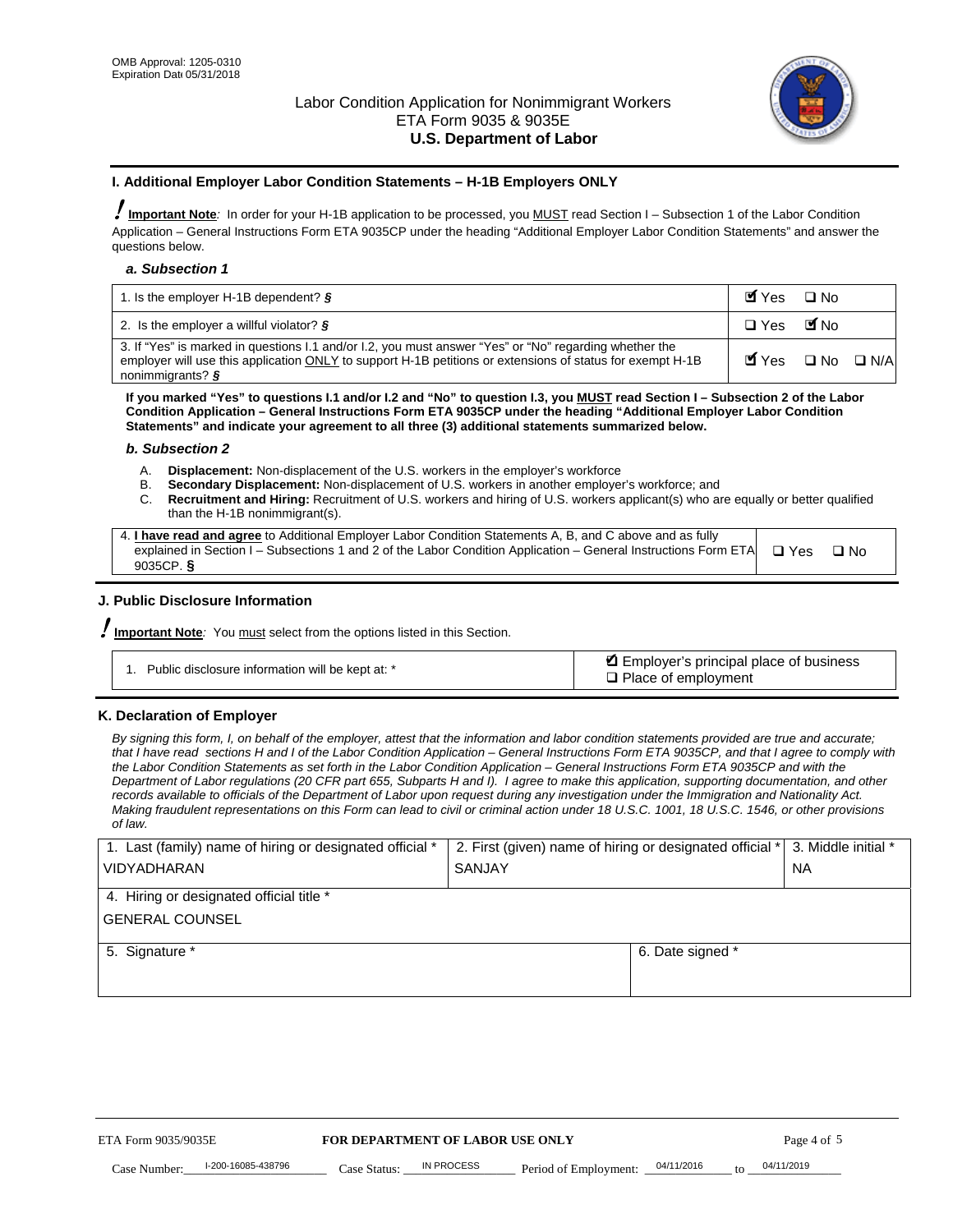## I. Additional Employer Labor Condition Statements – H-1B Employers ONLY

**Important Note**: In order for your H-1B application to be processed, you MUST read Section I – Subsection 1 of the Labor Condition Application – General Instructions Form ETA 9035CP under the heading "Additional Employer Labor Condition Statements" and answer the questions below.

### *a. Subsection 1*

| | |
|---|---|
| 1. Is the employer H-1B dependent? § | ☑ Yes ☐ No |
| 2. Is the employer a willful violator? § | ☐ Yes ☑ No |
| 3. If "Yes" is marked in questions I.1 and/or I.2, you must answer "Yes" or "No" regarding whether the employer will use this application ONLY to support H-1B petitions or extensions of status for exempt H-1B nonimmigrants? § | ☑ Yes ☐ No ☐ N/A |

**If you marked "Yes" to questions I.1 and/or I.2 and "No" to question I.3, you MUST read Section I – Subsection 2 of the Labor Condition Application – General Instructions Form ETA 9035CP under the heading "Additional Employer Labor Condition Statements" and indicate your agreement to all three (3) additional statements summarized below.**

### *b. Subsection 2*

A. **Displacement:** Non-displacement of the U.S. workers in the employer's workforce
B. **Secondary Displacement:** Non-displacement of U.S. workers in another employer's workforce; and
C. **Recruitment and Hiring:** Recruitment of U.S. workers and hiring of U.S. workers applicant(s) who are equally or better qualified than the H-1B nonimmigrant(s).

| | |
|---|---|
| 4. **I have read and agree** to Additional Employer Labor Condition Statements A, B, and C above and as fully explained in Section I – Subsections 1 and 2 of the Labor Condition Application – General Instructions Form ETA 9035CP. § | ☐ Yes ☐ No |

## J. Public Disclosure Information

**Important Note**: You must select from the options listed in this Section.

| | |
|---|---|
| 1. Public disclosure information will be kept at: * | ☑ Employer's principal place of business<br>☐ Place of employment |

## K. Declaration of Employer

*By signing this form, I, on behalf of the employer, attest that the information and labor condition statements provided are true and accurate; that I have read sections H and I of the Labor Condition Application – General Instructions Form ETA 9035CP, and that I agree to comply with the Labor Condition Statements as set forth in the Labor Condition Application – General Instructions Form ETA 9035CP and with the Department of Labor regulations (20 CFR part 655, Subparts H and I). I agree to make this application, supporting documentation, and other records available to officials of the Department of Labor upon request during any investigation under the Immigration and Nationality Act. Making fraudulent representations on this Form can lead to civil or criminal action under 18 U.S.C. 1001, 18 U.S.C. 1546, or other provisions of law.*

| 1. Last (family) name of hiring or designated official * | 2. First (given) name of hiring or designated official * | 3. Middle initial * |
|---|---|---|
| VIDYADHARAN | SANJAY | NA |
| 4. Hiring or designated official title * | | |
| GENERAL COUNSEL | | |
| 5. Signature * | 6. Date signed * | |
| | | |

FOR DEPARTMENT OF LABOR USE ONLY

Case Number: I-200-16085-438796 Case Status: IN PROCESS Period of Employment: 04/11/2016 to 04/11/2019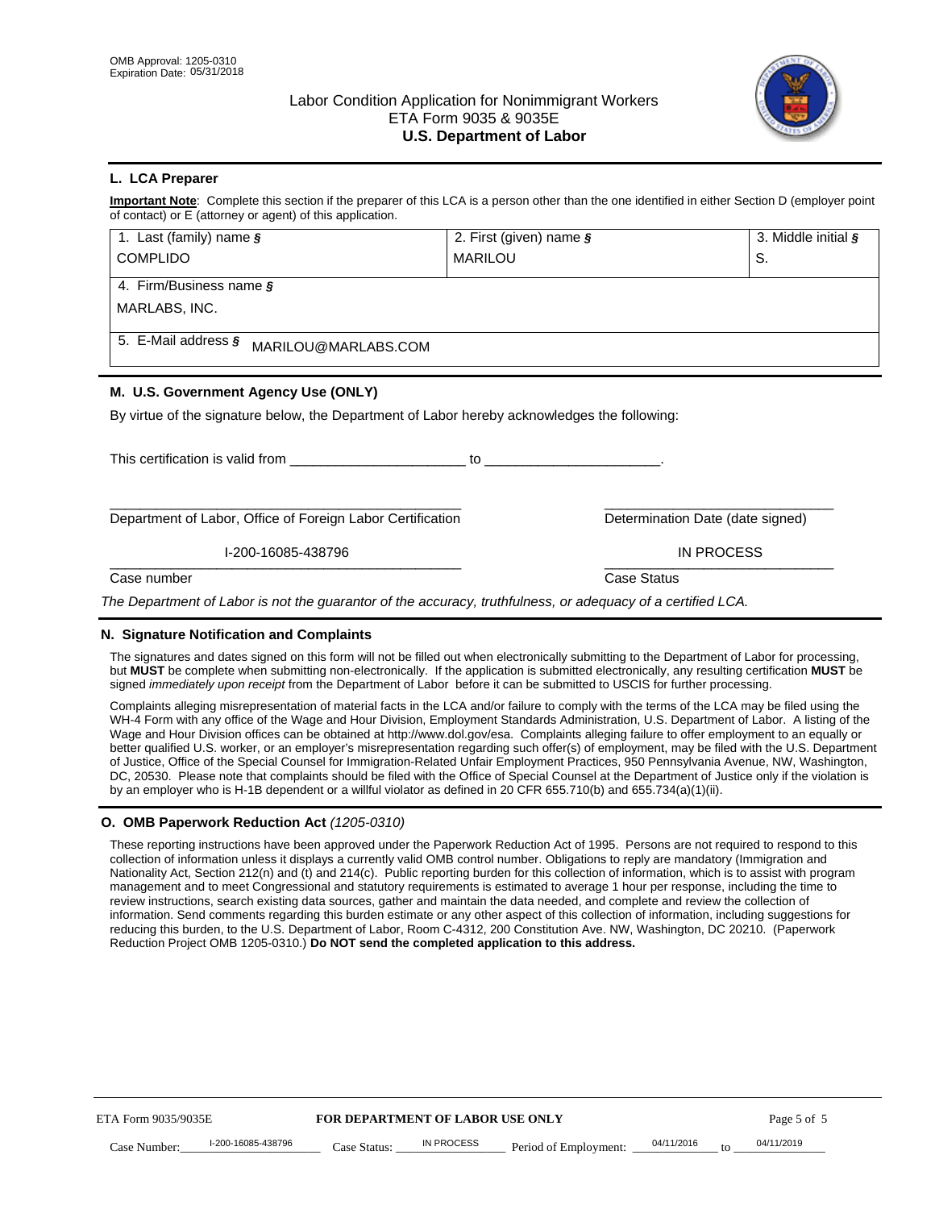OMB Approval: 1205-0310
Expiration Date: 05/31/2018

# Labor Condition Application for Nonimmigrant Workers
## ETA Form 9035 & 9035E
## U.S. Department of Labor

### L. LCA Preparer

**Important Note**: Complete this section if the preparer of this LCA is a person other than the one identified in either Section D (employer point of contact) or E (attorney or agent) of this application.

| 1. Last (family) name § | 2. First (given) name § | 3. Middle initial § |
|---|---|---|
| COMPLIDO | MARILOU | S. |

4. Firm/Business name §
MARLABS, INC.

5. E-Mail address § MARILOU@MARLABS.COM

### M. U.S. Government Agency Use (ONLY)

By virtue of the signature below, the Department of Labor hereby acknowledges the following:

This certification is valid from _______________________ to _______________________.

_______________________________________________ Department of Labor, Office of Foreign Labor Certification

_______________________________ Determination Date (date signed)

I-200-16085-438796
Case number

IN PROCESS
Case Status

*The Department of Labor is not the guarantor of the accuracy, truthfulness, or adequacy of a certified LCA.*

### N. Signature Notification and Complaints

The signatures and dates signed on this form will not be filled out when electronically submitting to the Department of Labor for processing, but **MUST** be complete when submitting non-electronically. If the application is submitted electronically, any resulting certification **MUST** be signed *immediately upon receipt* from the Department of Labor before it can be submitted to USCIS for further processing.

Complaints alleging misrepresentation of material facts in the LCA and/or failure to comply with the terms of the LCA may be filed using the WH-4 Form with any office of the Wage and Hour Division, Employment Standards Administration, U.S. Department of Labor. A listing of the Wage and Hour Division offices can be obtained at http://www.dol.gov/esa. Complaints alleging failure to offer employment to an equally or better qualified U.S. worker, or an employer's misrepresentation regarding such offer(s) of employment, may be filed with the U.S. Department of Justice, Office of the Special Counsel for Immigration-Related Unfair Employment Practices, 950 Pennsylvania Avenue, NW, Washington, DC, 20530. Please note that complaints should be filed with the Office of Special Counsel at the Department of Justice only if the violation is by an employer who is H-1B dependent or a willful violator as defined in 20 CFR 655.710(b) and 655.734(a)(1)(ii).

### O. OMB Paperwork Reduction Act *(1205-0310)*

These reporting instructions have been approved under the Paperwork Reduction Act of 1995. Persons are not required to respond to this collection of information unless it displays a currently valid OMB control number. Obligations to reply are mandatory (Immigration and Nationality Act, Section 212(n) and (t) and 214(c). Public reporting burden for this collection of information, which is to assist with program management and to meet Congressional and statutory requirements is estimated to average 1 hour per response, including the time to review instructions, search existing data sources, gather and maintain the data needed, and complete and review the collection of information. Send comments regarding this burden estimate or any other aspect of this collection of information, including suggestions for reducing this burden, to the U.S. Department of Labor, Room C-4312, 200 Constitution Ave. NW, Washington, DC 20210. (Paperwork Reduction Project OMB 1205-0310.) **Do NOT send the completed application to this address.**

ETA Form 9035/9035E — **FOR DEPARTMENT OF LABOR USE ONLY**

Case Number: I-200-16085-438796 Case Status: IN PROCESS Period of Employment: 04/11/2016 to 04/11/2019